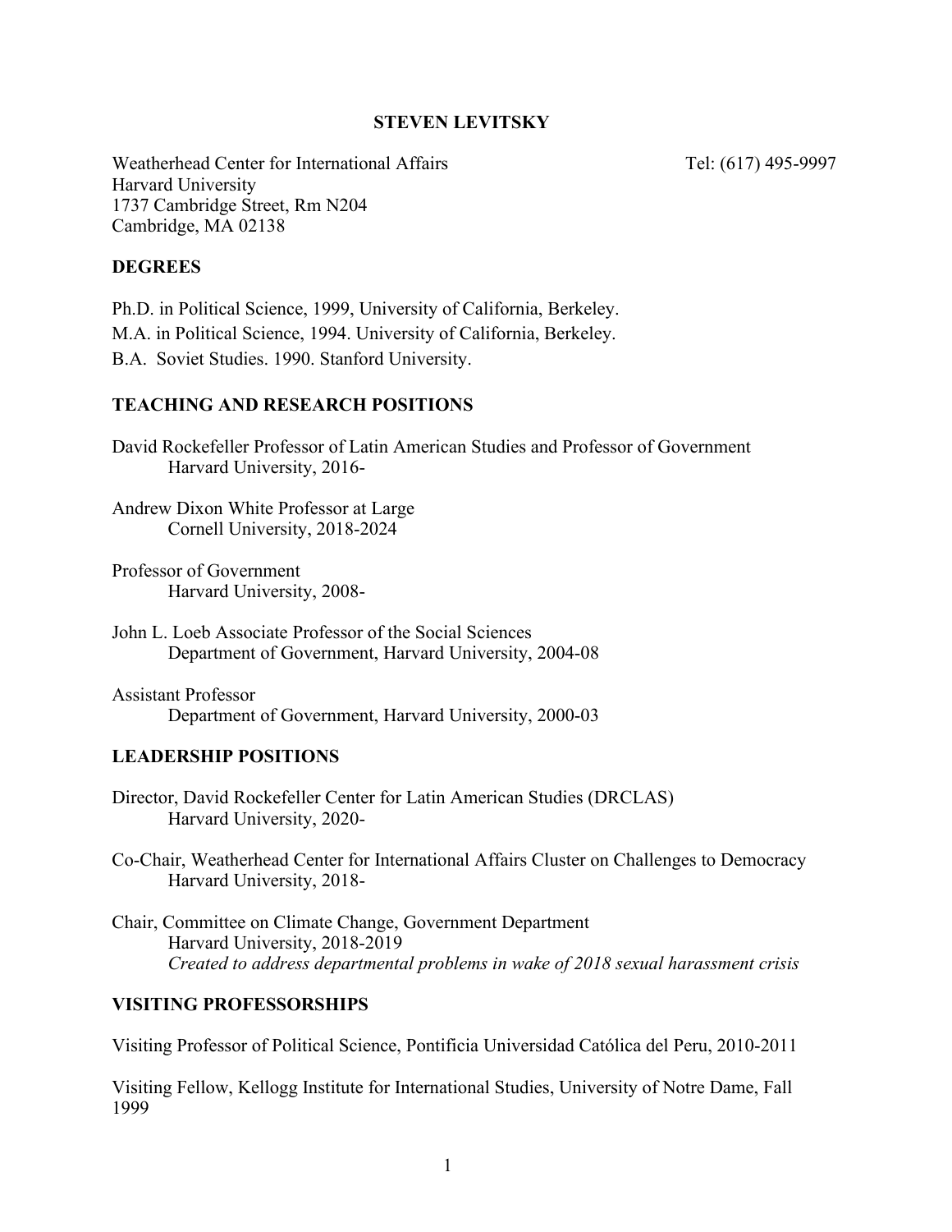# STEVEN LEVITSKY

Weatherhead Center for International Affairs  
Harvard University  
1737 Cambridge Street, Rm N204  
Cambridge, MA 02138

Tel: (617) 495-9997

## DEGREES

Ph.D. in Political Science, 1999, University of California, Berkeley.

M.A. in Political Science, 1994. University of California, Berkeley.

B.A. Soviet Studies. 1990. Stanford University.

## TEACHING AND RESEARCH POSITIONS

David Rockefeller Professor of Latin American Studies and Professor of Government  
Harvard University, 2016-

Andrew Dixon White Professor at Large  
Cornell University, 2018-2024

Professor of Government  
Harvard University, 2008-

John L. Loeb Associate Professor of the Social Sciences  
Department of Government, Harvard University, 2004-08

Assistant Professor  
Department of Government, Harvard University, 2000-03

## LEADERSHIP POSITIONS

Director, David Rockefeller Center for Latin American Studies (DRCLAS)  
Harvard University, 2020-

Co-Chair, Weatherhead Center for International Affairs Cluster on Challenges to Democracy  
Harvard University, 2018-

Chair, Committee on Climate Change, Government Department  
Harvard University, 2018-2019  
*Created to address departmental problems in wake of 2018 sexual harassment crisis*

## VISITING PROFESSORSHIPS

Visiting Professor of Political Science, Pontificia Universidad Católica del Peru, 2010-2011

Visiting Fellow, Kellogg Institute for International Studies, University of Notre Dame, Fall 1999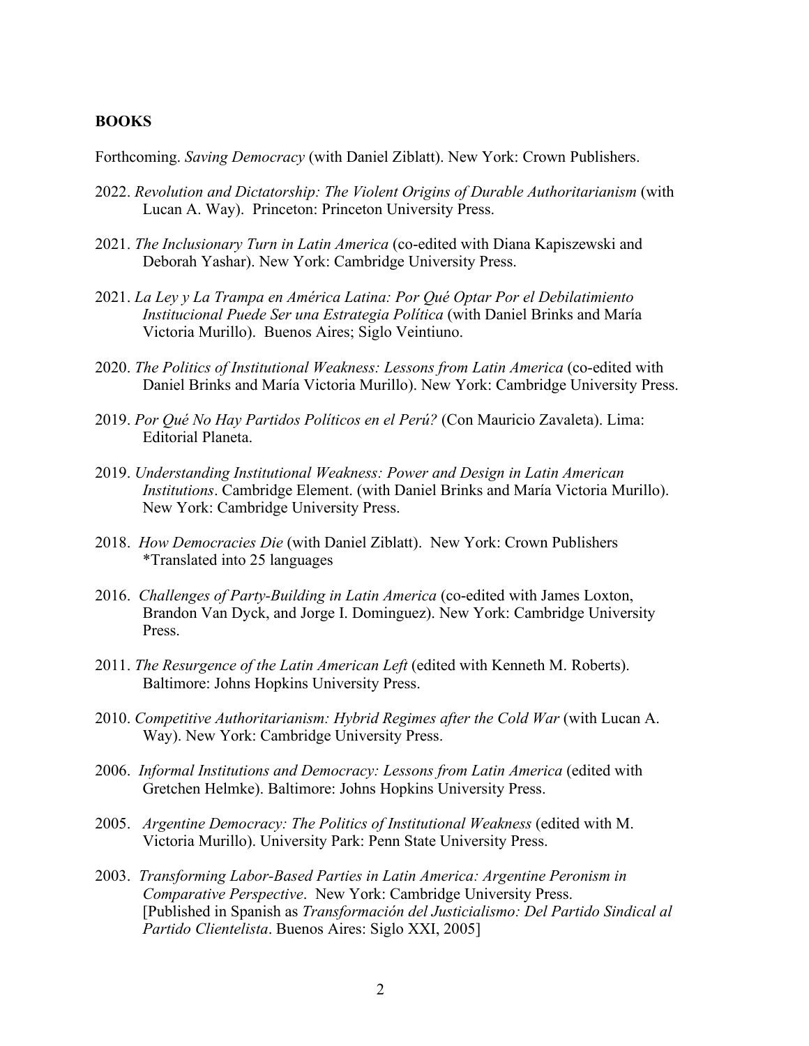## BOOKS

Forthcoming. *Saving Democracy* (with Daniel Ziblatt). New York: Crown Publishers.

2022. *Revolution and Dictatorship: The Violent Origins of Durable Authoritarianism* (with Lucan A. Way). Princeton: Princeton University Press.

2021. *The Inclusionary Turn in Latin America* (co-edited with Diana Kapiszewski and Deborah Yashar). New York: Cambridge University Press.

2021. *La Ley y La Trampa en América Latina: Por Qué Optar Por el Debilatimiento Institucional Puede Ser una Estrategia Política* (with Daniel Brinks and María Victoria Murillo). Buenos Aires; Siglo Veintiuno.

2020. *The Politics of Institutional Weakness: Lessons from Latin America* (co-edited with Daniel Brinks and María Victoria Murillo). New York: Cambridge University Press.

2019. *Por Qué No Hay Partidos Políticos en el Perú?* (Con Mauricio Zavaleta). Lima: Editorial Planeta.

2019. *Understanding Institutional Weakness: Power and Design in Latin American Institutions*. Cambridge Element. (with Daniel Brinks and María Victoria Murillo). New York: Cambridge University Press.

2018. *How Democracies Die* (with Daniel Ziblatt). New York: Crown Publishers
*Translated into 25 languages

2016. *Challenges of Party-Building in Latin America* (co-edited with James Loxton, Brandon Van Dyck, and Jorge I. Dominguez). New York: Cambridge University Press.

2011. *The Resurgence of the Latin American Left* (edited with Kenneth M. Roberts). Baltimore: Johns Hopkins University Press.

2010. *Competitive Authoritarianism: Hybrid Regimes after the Cold War* (with Lucan A. Way). New York: Cambridge University Press.

2006. *Informal Institutions and Democracy: Lessons from Latin America* (edited with Gretchen Helmke). Baltimore: Johns Hopkins University Press.

2005. *Argentine Democracy: The Politics of Institutional Weakness* (edited with M. Victoria Murillo). University Park: Penn State University Press.

2003. *Transforming Labor-Based Parties in Latin America: Argentine Peronism in Comparative Perspective*. New York: Cambridge University Press. [Published in Spanish as *Transformación del Justicialismo: Del Partido Sindical al Partido Clientelista*. Buenos Aires: Siglo XXI, 2005]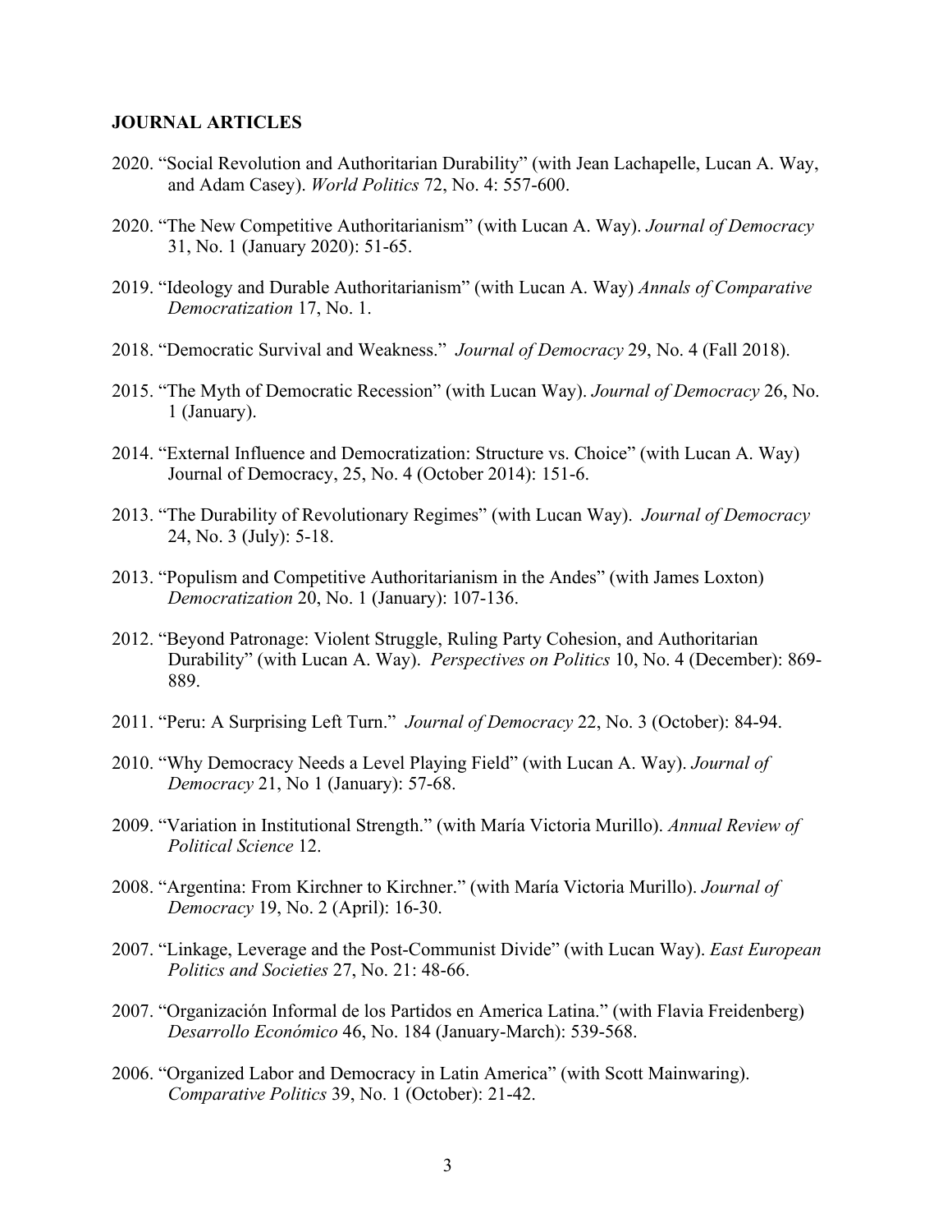**JOURNAL ARTICLES**

2020. "Social Revolution and Authoritarian Durability" (with Jean Lachapelle, Lucan A. Way, and Adam Casey). *World Politics* 72, No. 4: 557-600.

2020. "The New Competitive Authoritarianism" (with Lucan A. Way). *Journal of Democracy* 31, No. 1 (January 2020): 51-65.

2019. "Ideology and Durable Authoritarianism" (with Lucan A. Way) *Annals of Comparative Democratization* 17, No. 1.

2018. "Democratic Survival and Weakness." *Journal of Democracy* 29, No. 4 (Fall 2018).

2015. "The Myth of Democratic Recession" (with Lucan Way). *Journal of Democracy* 26, No. 1 (January).

2014. "External Influence and Democratization: Structure vs. Choice" (with Lucan A. Way) Journal of Democracy, 25, No. 4 (October 2014): 151-6.

2013. "The Durability of Revolutionary Regimes" (with Lucan Way). *Journal of Democracy* 24, No. 3 (July): 5-18.

2013. "Populism and Competitive Authoritarianism in the Andes" (with James Loxton) *Democratization* 20, No. 1 (January): 107-136.

2012. "Beyond Patronage: Violent Struggle, Ruling Party Cohesion, and Authoritarian Durability" (with Lucan A. Way). *Perspectives on Politics* 10, No. 4 (December): 869-889.

2011. "Peru: A Surprising Left Turn." *Journal of Democracy* 22, No. 3 (October): 84-94.

2010. "Why Democracy Needs a Level Playing Field" (with Lucan A. Way). *Journal of Democracy* 21, No 1 (January): 57-68.

2009. "Variation in Institutional Strength." (with María Victoria Murillo). *Annual Review of Political Science* 12.

2008. "Argentina: From Kirchner to Kirchner." (with María Victoria Murillo). *Journal of Democracy* 19, No. 2 (April): 16-30.

2007. "Linkage, Leverage and the Post-Communist Divide" (with Lucan Way). *East European Politics and Societies* 27, No. 21: 48-66.

2007. "Organización Informal de los Partidos en America Latina." (with Flavia Freidenberg) *Desarrollo Económico* 46, No. 184 (January-March): 539-568.

2006. "Organized Labor and Democracy in Latin America" (with Scott Mainwaring). *Comparative Politics* 39, No. 1 (October): 21-42.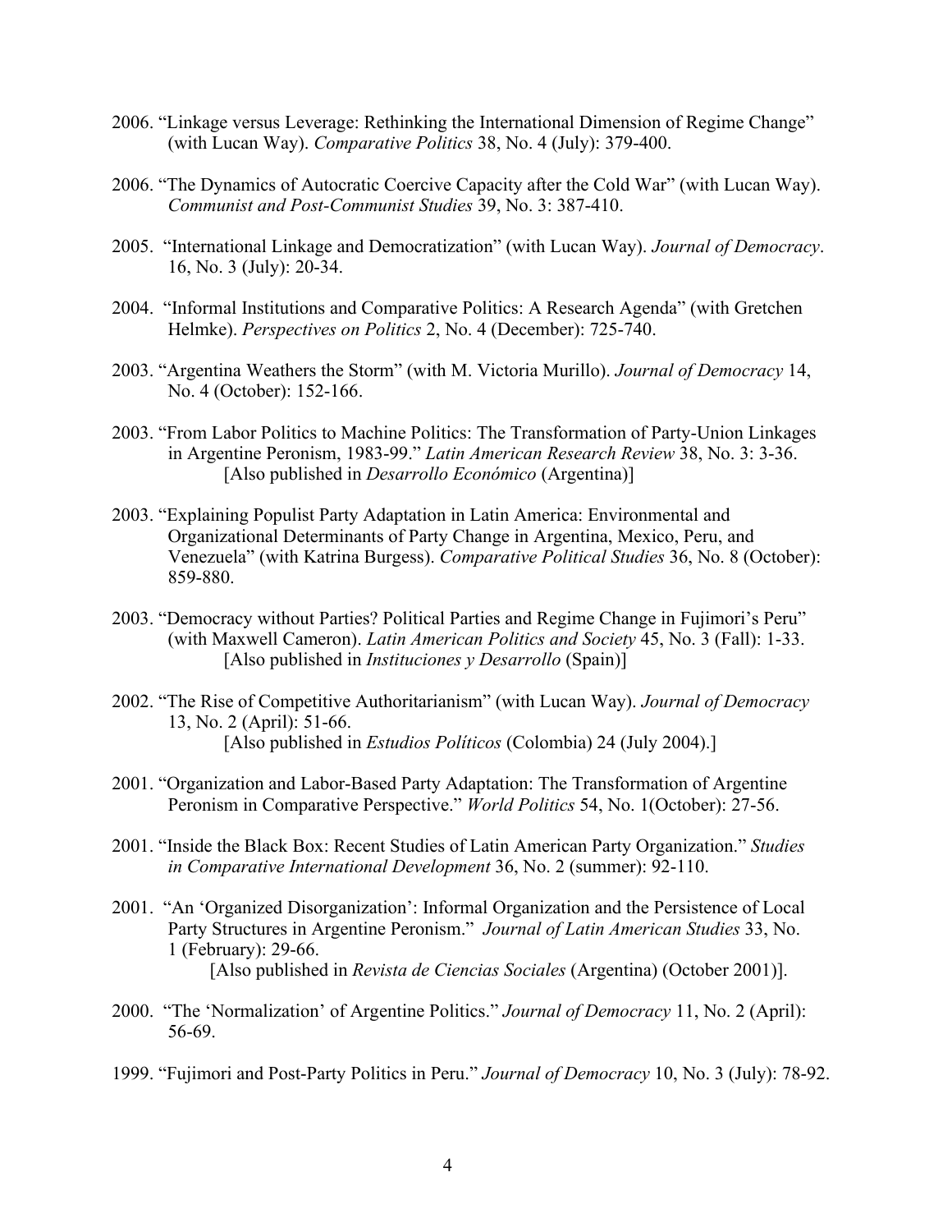2006. "Linkage versus Leverage: Rethinking the International Dimension of Regime Change" (with Lucan Way). *Comparative Politics* 38, No. 4 (July): 379-400.

2006. "The Dynamics of Autocratic Coercive Capacity after the Cold War" (with Lucan Way). *Communist and Post-Communist Studies* 39, No. 3: 387-410.

2005. "International Linkage and Democratization" (with Lucan Way). *Journal of Democracy*. 16, No. 3 (July): 20-34.

2004. "Informal Institutions and Comparative Politics: A Research Agenda" (with Gretchen Helmke). *Perspectives on Politics* 2, No. 4 (December): 725-740.

2003. "Argentina Weathers the Storm" (with M. Victoria Murillo). *Journal of Democracy* 14, No. 4 (October): 152-166.

2003. "From Labor Politics to Machine Politics: The Transformation of Party-Union Linkages in Argentine Peronism, 1983-99." *Latin American Research Review* 38, No. 3: 3-36.
[Also published in *Desarrollo Económico* (Argentina)]

2003. "Explaining Populist Party Adaptation in Latin America: Environmental and Organizational Determinants of Party Change in Argentina, Mexico, Peru, and Venezuela" (with Katrina Burgess). *Comparative Political Studies* 36, No. 8 (October): 859-880.

2003. "Democracy without Parties? Political Parties and Regime Change in Fujimori's Peru" (with Maxwell Cameron). *Latin American Politics and Society* 45, No. 3 (Fall): 1-33.
[Also published in *Instituciones y Desarrollo* (Spain)]

2002. "The Rise of Competitive Authoritarianism" (with Lucan Way). *Journal of Democracy* 13, No. 2 (April): 51-66.
[Also published in *Estudios Políticos* (Colombia) 24 (July 2004).]

2001. "Organization and Labor-Based Party Adaptation: The Transformation of Argentine Peronism in Comparative Perspective." *World Politics* 54, No. 1(October): 27-56.

2001. "Inside the Black Box: Recent Studies of Latin American Party Organization." *Studies in Comparative International Development* 36, No. 2 (summer): 92-110.

2001. "An 'Organized Disorganization': Informal Organization and the Persistence of Local Party Structures in Argentine Peronism." *Journal of Latin American Studies* 33, No. 1 (February): 29-66.
[Also published in *Revista de Ciencias Sociales* (Argentina) (October 2001)].

2000. "The 'Normalization' of Argentine Politics." *Journal of Democracy* 11, No. 2 (April): 56-69.

1999. "Fujimori and Post-Party Politics in Peru." *Journal of Democracy* 10, No. 3 (July): 78-92.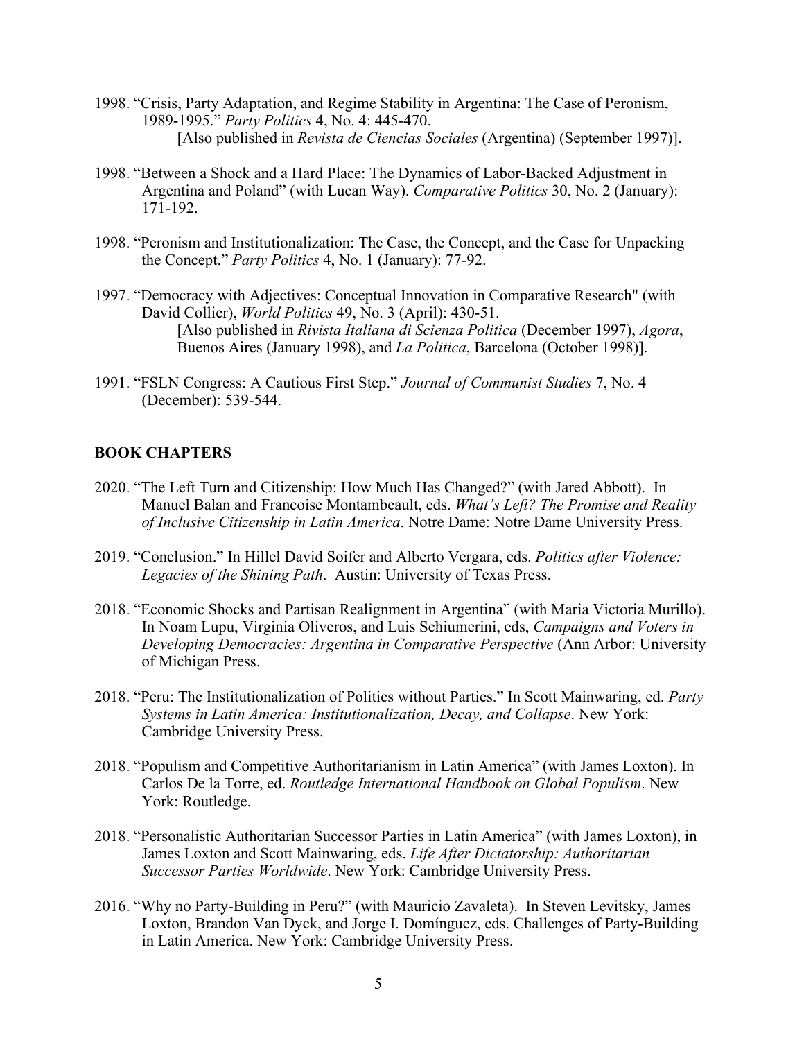1998. "Crisis, Party Adaptation, and Regime Stability in Argentina: The Case of Peronism, 1989-1995." *Party Politics* 4, No. 4: 445-470.
[Also published in *Revista de Ciencias Sociales* (Argentina) (September 1997)].

1998. "Between a Shock and a Hard Place: The Dynamics of Labor-Backed Adjustment in Argentina and Poland" (with Lucan Way). *Comparative Politics* 30, No. 2 (January): 171-192.

1998. "Peronism and Institutionalization: The Case, the Concept, and the Case for Unpacking the Concept." *Party Politics* 4, No. 1 (January): 77-92.

1997. "Democracy with Adjectives: Conceptual Innovation in Comparative Research" (with David Collier), *World Politics* 49, No. 3 (April): 430-51.
[Also published in *Rivista Italiana di Scienza Politica* (December 1997), *Agora*, Buenos Aires (January 1998), and *La Politica*, Barcelona (October 1998)].

1991. "FSLN Congress: A Cautious First Step." *Journal of Communist Studies* 7, No. 4 (December): 539-544.

## BOOK CHAPTERS

2020. "The Left Turn and Citizenship: How Much Has Changed?" (with Jared Abbott). In Manuel Balan and Francoise Montambeault, eds. *What's Left? The Promise and Reality of Inclusive Citizenship in Latin America*. Notre Dame: Notre Dame University Press.

2019. "Conclusion." In Hillel David Soifer and Alberto Vergara, eds. *Politics after Violence: Legacies of the Shining Path*. Austin: University of Texas Press.

2018. "Economic Shocks and Partisan Realignment in Argentina" (with Maria Victoria Murillo). In Noam Lupu, Virginia Oliveros, and Luis Schiumerini, eds, *Campaigns and Voters in Developing Democracies: Argentina in Comparative Perspective* (Ann Arbor: University of Michigan Press.

2018. "Peru: The Institutionalization of Politics without Parties." In Scott Mainwaring, ed. *Party Systems in Latin America: Institutionalization, Decay, and Collapse*. New York: Cambridge University Press.

2018. "Populism and Competitive Authoritarianism in Latin America" (with James Loxton). In Carlos De la Torre, ed. *Routledge International Handbook on Global Populism*. New York: Routledge.

2018. "Personalistic Authoritarian Successor Parties in Latin America" (with James Loxton), in James Loxton and Scott Mainwaring, eds. *Life After Dictatorship: Authoritarian Successor Parties Worldwide*. New York: Cambridge University Press.

2016. "Why no Party-Building in Peru?" (with Mauricio Zavaleta). In Steven Levitsky, James Loxton, Brandon Van Dyck, and Jorge I. Domínguez, eds. Challenges of Party-Building in Latin America. New York: Cambridge University Press.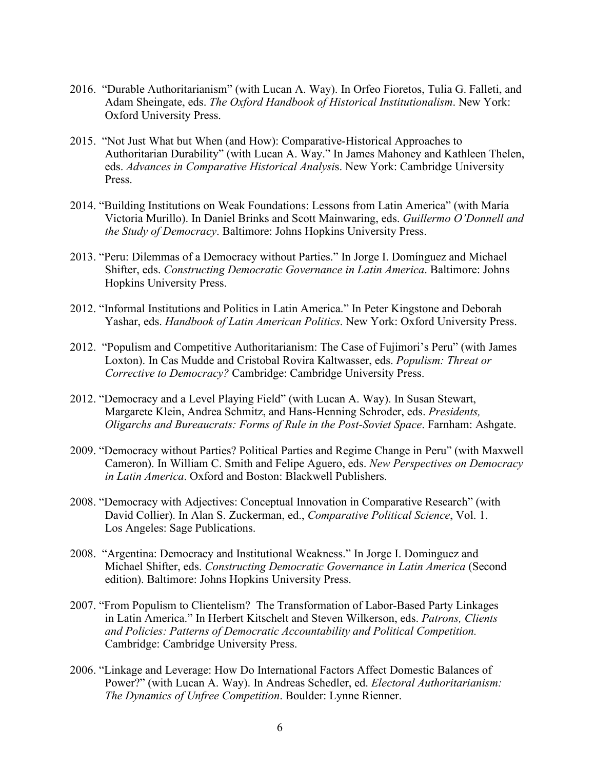2016. "Durable Authoritarianism" (with Lucan A. Way). In Orfeo Fioretos, Tulia G. Falleti, and Adam Sheingate, eds. *The Oxford Handbook of Historical Institutionalism*. New York: Oxford University Press.

2015. "Not Just What but When (and How): Comparative-Historical Approaches to Authoritarian Durability" (with Lucan A. Way." In James Mahoney and Kathleen Thelen, eds. *Advances in Comparative Historical Analysi*s. New York: Cambridge University Press.

2014. "Building Institutions on Weak Foundations: Lessons from Latin America" (with María Victoria Murillo). In Daniel Brinks and Scott Mainwaring, eds. *Guillermo O'Donnell and the Study of Democracy*. Baltimore: Johns Hopkins University Press.

2013. "Peru: Dilemmas of a Democracy without Parties." In Jorge I. Domínguez and Michael Shifter, eds. *Constructing Democratic Governance in Latin America*. Baltimore: Johns Hopkins University Press.

2012. "Informal Institutions and Politics in Latin America." In Peter Kingstone and Deborah Yashar, eds. *Handbook of Latin American Politics*. New York: Oxford University Press.

2012. "Populism and Competitive Authoritarianism: The Case of Fujimori's Peru" (with James Loxton). In Cas Mudde and Cristobal Rovira Kaltwasser, eds. *Populism: Threat or Corrective to Democracy?* Cambridge: Cambridge University Press.

2012. "Democracy and a Level Playing Field" (with Lucan A. Way). In Susan Stewart, Margarete Klein, Andrea Schmitz, and Hans-Henning Schroder, eds. *Presidents, Oligarchs and Bureaucrats: Forms of Rule in the Post-Soviet Space*. Farnham: Ashgate.

2009. "Democracy without Parties? Political Parties and Regime Change in Peru" (with Maxwell Cameron). In William C. Smith and Felipe Aguero, eds. *New Perspectives on Democracy in Latin America*. Oxford and Boston: Blackwell Publishers.

2008. "Democracy with Adjectives: Conceptual Innovation in Comparative Research" (with David Collier). In Alan S. Zuckerman, ed., *Comparative Political Science*, Vol. 1. Los Angeles: Sage Publications.

2008. "Argentina: Democracy and Institutional Weakness." In Jorge I. Dominguez and Michael Shifter, eds. *Constructing Democratic Governance in Latin America* (Second edition). Baltimore: Johns Hopkins University Press.

2007. "From Populism to Clientelism? The Transformation of Labor-Based Party Linkages in Latin America." In Herbert Kitschelt and Steven Wilkerson, eds. *Patrons, Clients and Policies: Patterns of Democratic Accountability and Political Competition.* Cambridge: Cambridge University Press.

2006. "Linkage and Leverage: How Do International Factors Affect Domestic Balances of Power?" (with Lucan A. Way). In Andreas Schedler, ed. *Electoral Authoritarianism: The Dynamics of Unfree Competition*. Boulder: Lynne Rienner.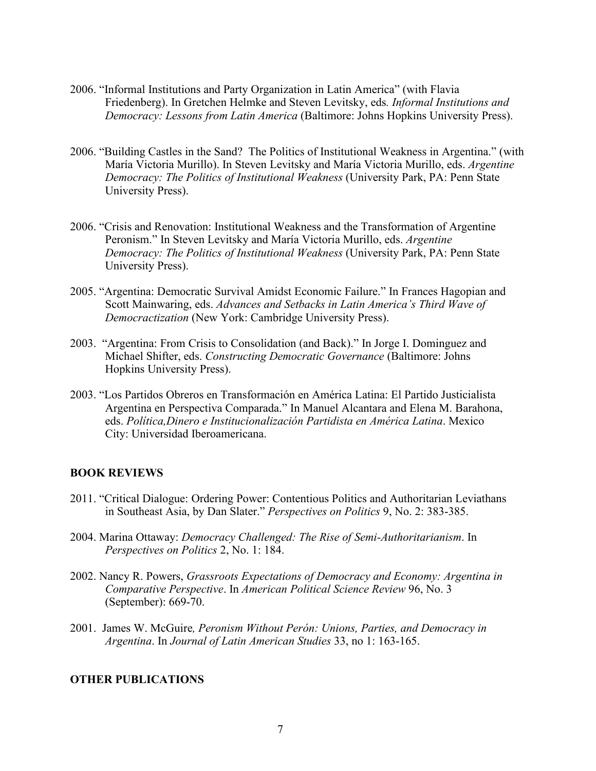2006. "Informal Institutions and Party Organization in Latin America" (with Flavia Friedenberg). In Gretchen Helmke and Steven Levitsky, eds. *Informal Institutions and Democracy: Lessons from Latin America* (Baltimore: Johns Hopkins University Press).

2006. "Building Castles in the Sand? The Politics of Institutional Weakness in Argentina." (with María Victoria Murillo). In Steven Levitsky and María Victoria Murillo, eds. *Argentine Democracy: The Politics of Institutional Weakness* (University Park, PA: Penn State University Press).

2006. "Crisis and Renovation: Institutional Weakness and the Transformation of Argentine Peronism." In Steven Levitsky and María Victoria Murillo, eds. *Argentine Democracy: The Politics of Institutional Weakness* (University Park, PA: Penn State University Press).

2005. "Argentina: Democratic Survival Amidst Economic Failure." In Frances Hagopian and Scott Mainwaring, eds. *Advances and Setbacks in Latin America's Third Wave of Democractization* (New York: Cambridge University Press).

2003. "Argentina: From Crisis to Consolidation (and Back)." In Jorge I. Dominguez and Michael Shifter, eds. *Constructing Democratic Governance* (Baltimore: Johns Hopkins University Press).

2003. "Los Partidos Obreros en Transformación en América Latina: El Partido Justicialista Argentina en Perspectiva Comparada." In Manuel Alcantara and Elena M. Barahona, eds. *Política,Dinero e Institucionalización Partidista en América Latina*. Mexico City: Universidad Iberoamericana.

## BOOK REVIEWS

2011. "Critical Dialogue: Ordering Power: Contentious Politics and Authoritarian Leviathans in Southeast Asia, by Dan Slater." *Perspectives on Politics* 9, No. 2: 383-385.

2004. Marina Ottaway: *Democracy Challenged: The Rise of Semi-Authoritarianism*. In *Perspectives on Politics* 2, No. 1: 184.

2002. Nancy R. Powers, *Grassroots Expectations of Democracy and Economy: Argentina in Comparative Perspective*. In *American Political Science Review* 96, No. 3 (September): 669-70.

2001. James W. McGuire*, Peronism Without Perón: Unions, Parties, and Democracy in Argentina*. In *Journal of Latin American Studies* 33, no 1: 163-165.

## OTHER PUBLICATIONS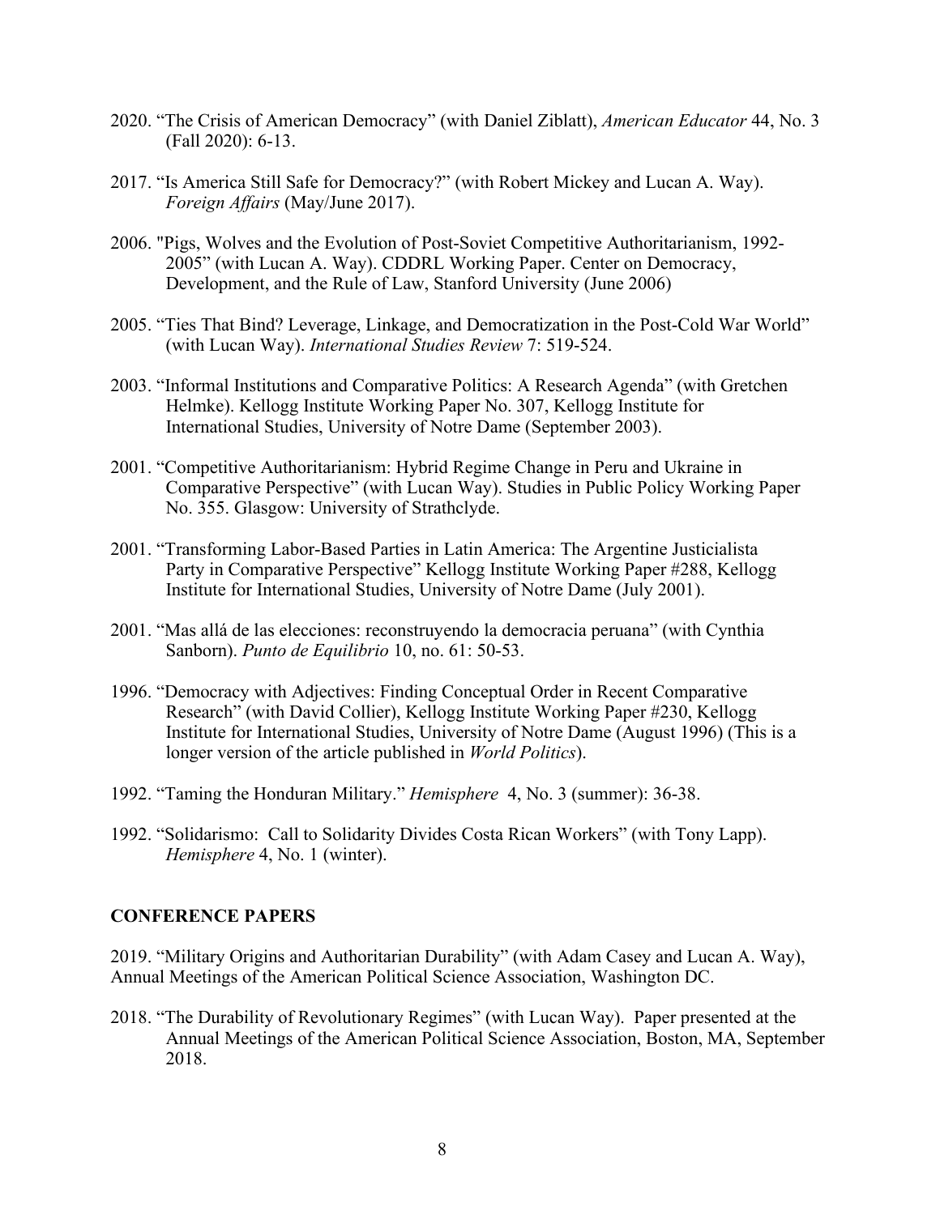2020. "The Crisis of American Democracy" (with Daniel Ziblatt), *American Educator* 44, No. 3 (Fall 2020): 6-13.

2017. "Is America Still Safe for Democracy?" (with Robert Mickey and Lucan A. Way). *Foreign Affairs* (May/June 2017).

2006. "Pigs, Wolves and the Evolution of Post-Soviet Competitive Authoritarianism, 1992-2005" (with Lucan A. Way). CDDRL Working Paper. Center on Democracy, Development, and the Rule of Law, Stanford University (June 2006)

2005. "Ties That Bind? Leverage, Linkage, and Democratization in the Post-Cold War World" (with Lucan Way). *International Studies Review* 7: 519-524.

2003. "Informal Institutions and Comparative Politics: A Research Agenda" (with Gretchen Helmke). Kellogg Institute Working Paper No. 307, Kellogg Institute for International Studies, University of Notre Dame (September 2003).

2001. "Competitive Authoritarianism: Hybrid Regime Change in Peru and Ukraine in Comparative Perspective" (with Lucan Way). Studies in Public Policy Working Paper No. 355. Glasgow: University of Strathclyde.

2001. "Transforming Labor-Based Parties in Latin America: The Argentine Justicialista Party in Comparative Perspective" Kellogg Institute Working Paper #288, Kellogg Institute for International Studies, University of Notre Dame (July 2001).

2001. "Mas allá de las elecciones: reconstruyendo la democracia peruana" (with Cynthia Sanborn). *Punto de Equilibrio* 10, no. 61: 50-53.

1996. "Democracy with Adjectives: Finding Conceptual Order in Recent Comparative Research" (with David Collier), Kellogg Institute Working Paper #230, Kellogg Institute for International Studies, University of Notre Dame (August 1996) (This is a longer version of the article published in *World Politics*).

1992. "Taming the Honduran Military." *Hemisphere* 4, No. 3 (summer): 36-38.

1992. "Solidarismo: Call to Solidarity Divides Costa Rican Workers" (with Tony Lapp). *Hemisphere* 4, No. 1 (winter).

## CONFERENCE PAPERS

2019. "Military Origins and Authoritarian Durability" (with Adam Casey and Lucan A. Way), Annual Meetings of the American Political Science Association, Washington DC.

2018. "The Durability of Revolutionary Regimes" (with Lucan Way). Paper presented at the Annual Meetings of the American Political Science Association, Boston, MA, September 2018.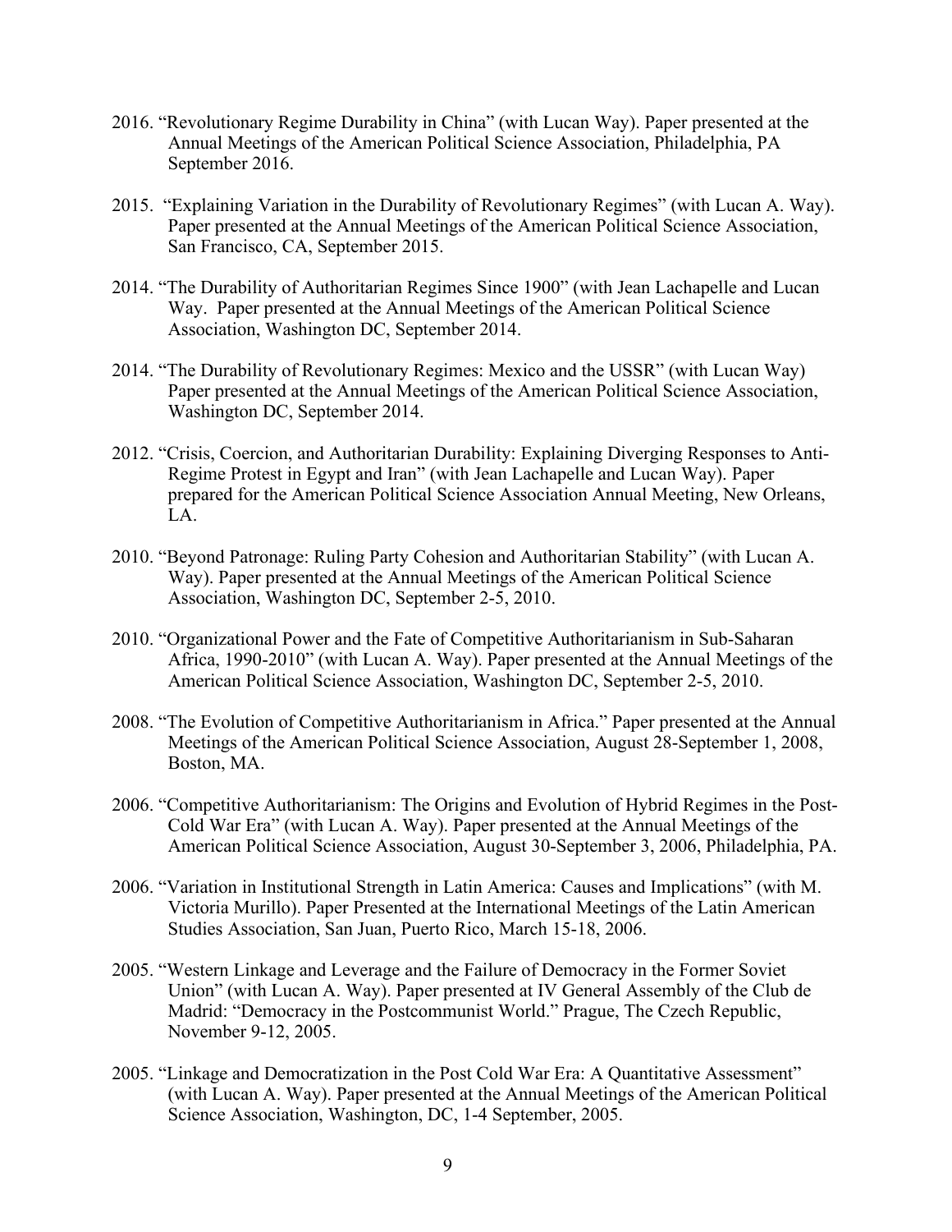2016. "Revolutionary Regime Durability in China" (with Lucan Way). Paper presented at the Annual Meetings of the American Political Science Association, Philadelphia, PA September 2016.

2015. "Explaining Variation in the Durability of Revolutionary Regimes" (with Lucan A. Way). Paper presented at the Annual Meetings of the American Political Science Association, San Francisco, CA, September 2015.

2014. "The Durability of Authoritarian Regimes Since 1900" (with Jean Lachapelle and Lucan Way. Paper presented at the Annual Meetings of the American Political Science Association, Washington DC, September 2014.

2014. "The Durability of Revolutionary Regimes: Mexico and the USSR" (with Lucan Way) Paper presented at the Annual Meetings of the American Political Science Association, Washington DC, September 2014.

2012. "Crisis, Coercion, and Authoritarian Durability: Explaining Diverging Responses to Anti-Regime Protest in Egypt and Iran" (with Jean Lachapelle and Lucan Way). Paper prepared for the American Political Science Association Annual Meeting, New Orleans, LA.

2010. "Beyond Patronage: Ruling Party Cohesion and Authoritarian Stability" (with Lucan A. Way). Paper presented at the Annual Meetings of the American Political Science Association, Washington DC, September 2-5, 2010.

2010. "Organizational Power and the Fate of Competitive Authoritarianism in Sub-Saharan Africa, 1990-2010" (with Lucan A. Way). Paper presented at the Annual Meetings of the American Political Science Association, Washington DC, September 2-5, 2010.

2008. "The Evolution of Competitive Authoritarianism in Africa." Paper presented at the Annual Meetings of the American Political Science Association, August 28-September 1, 2008, Boston, MA.

2006. "Competitive Authoritarianism: The Origins and Evolution of Hybrid Regimes in the Post-Cold War Era" (with Lucan A. Way). Paper presented at the Annual Meetings of the American Political Science Association, August 30-September 3, 2006, Philadelphia, PA.

2006. "Variation in Institutional Strength in Latin America: Causes and Implications" (with M. Victoria Murillo). Paper Presented at the International Meetings of the Latin American Studies Association, San Juan, Puerto Rico, March 15-18, 2006.

2005. "Western Linkage and Leverage and the Failure of Democracy in the Former Soviet Union" (with Lucan A. Way). Paper presented at IV General Assembly of the Club de Madrid: "Democracy in the Postcommunist World." Prague, The Czech Republic, November 9-12, 2005.

2005. "Linkage and Democratization in the Post Cold War Era: A Quantitative Assessment" (with Lucan A. Way). Paper presented at the Annual Meetings of the American Political Science Association, Washington, DC, 1-4 September, 2005.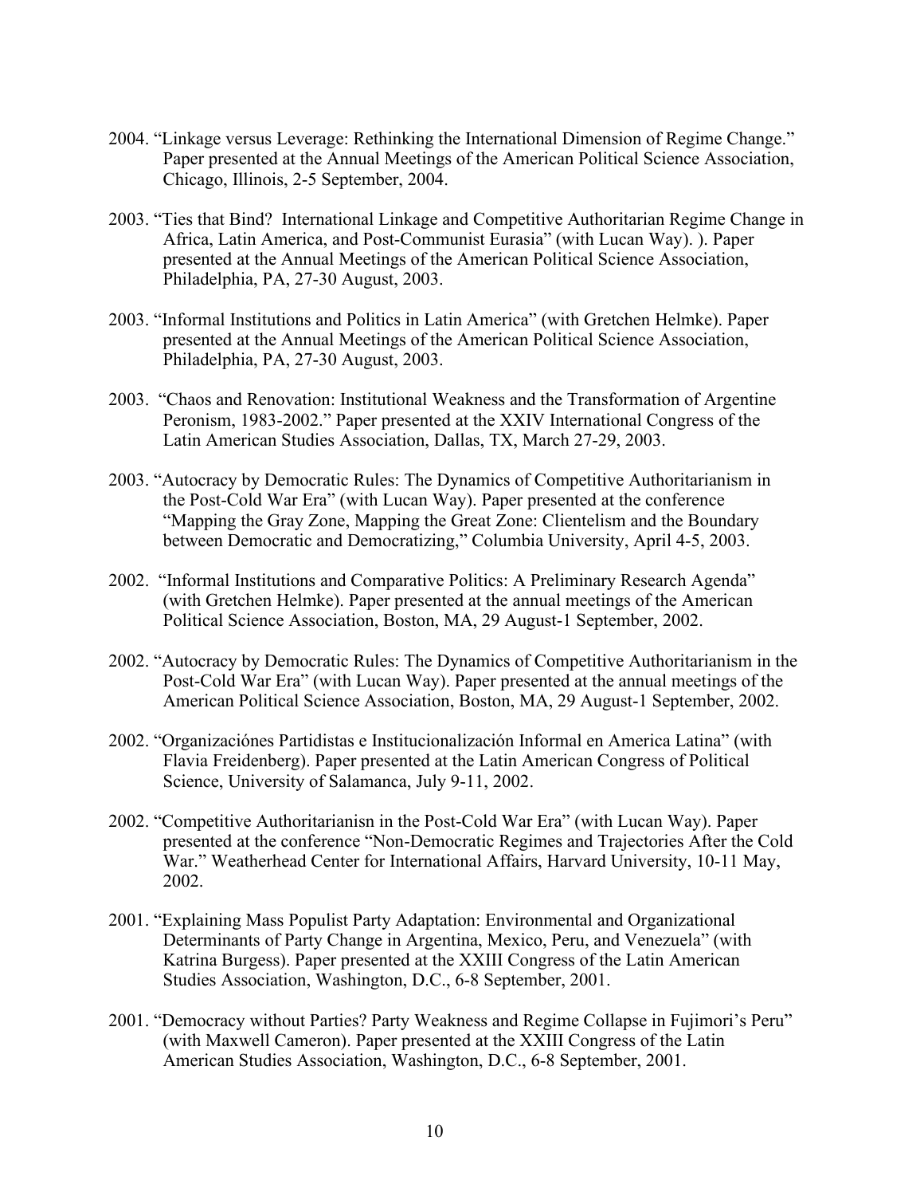2004. "Linkage versus Leverage: Rethinking the International Dimension of Regime Change." Paper presented at the Annual Meetings of the American Political Science Association, Chicago, Illinois, 2-5 September, 2004.

2003. "Ties that Bind? International Linkage and Competitive Authoritarian Regime Change in Africa, Latin America, and Post-Communist Eurasia" (with Lucan Way). ). Paper presented at the Annual Meetings of the American Political Science Association, Philadelphia, PA, 27-30 August, 2003.

2003. "Informal Institutions and Politics in Latin America" (with Gretchen Helmke). Paper presented at the Annual Meetings of the American Political Science Association, Philadelphia, PA, 27-30 August, 2003.

2003. "Chaos and Renovation: Institutional Weakness and the Transformation of Argentine Peronism, 1983-2002." Paper presented at the XXIV International Congress of the Latin American Studies Association, Dallas, TX, March 27-29, 2003.

2003. "Autocracy by Democratic Rules: The Dynamics of Competitive Authoritarianism in the Post-Cold War Era" (with Lucan Way). Paper presented at the conference "Mapping the Gray Zone, Mapping the Great Zone: Clientelism and the Boundary between Democratic and Democratizing," Columbia University, April 4-5, 2003.

2002. "Informal Institutions and Comparative Politics: A Preliminary Research Agenda" (with Gretchen Helmke). Paper presented at the annual meetings of the American Political Science Association, Boston, MA, 29 August-1 September, 2002.

2002. "Autocracy by Democratic Rules: The Dynamics of Competitive Authoritarianism in the Post-Cold War Era" (with Lucan Way). Paper presented at the annual meetings of the American Political Science Association, Boston, MA, 29 August-1 September, 2002.

2002. "Organizaciónes Partidistas e Institucionalización Informal en America Latina" (with Flavia Freidenberg). Paper presented at the Latin American Congress of Political Science, University of Salamanca, July 9-11, 2002.

2002. "Competitive Authoritarianisn in the Post-Cold War Era" (with Lucan Way). Paper presented at the conference "Non-Democratic Regimes and Trajectories After the Cold War." Weatherhead Center for International Affairs, Harvard University, 10-11 May, 2002.

2001. "Explaining Mass Populist Party Adaptation: Environmental and Organizational Determinants of Party Change in Argentina, Mexico, Peru, and Venezuela" (with Katrina Burgess). Paper presented at the XXIII Congress of the Latin American Studies Association, Washington, D.C., 6-8 September, 2001.

2001. "Democracy without Parties? Party Weakness and Regime Collapse in Fujimori's Peru" (with Maxwell Cameron). Paper presented at the XXIII Congress of the Latin American Studies Association, Washington, D.C., 6-8 September, 2001.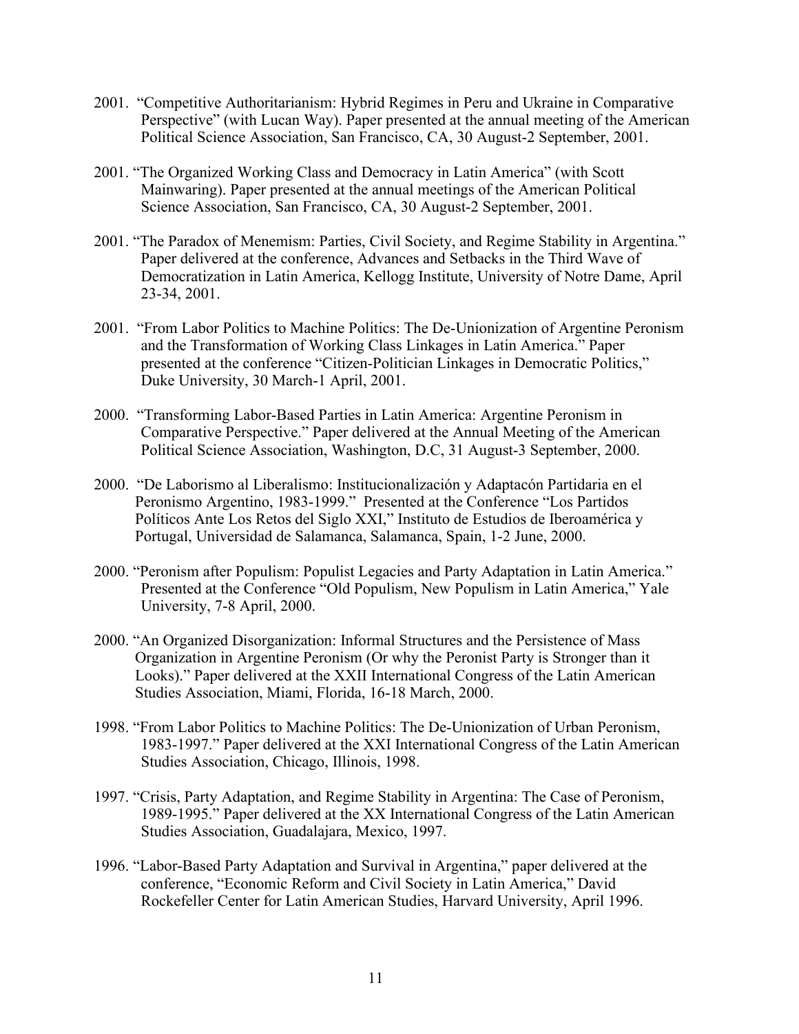2001. "Competitive Authoritarianism: Hybrid Regimes in Peru and Ukraine in Comparative Perspective" (with Lucan Way). Paper presented at the annual meeting of the American Political Science Association, San Francisco, CA, 30 August-2 September, 2001.

2001. "The Organized Working Class and Democracy in Latin America" (with Scott Mainwaring). Paper presented at the annual meetings of the American Political Science Association, San Francisco, CA, 30 August-2 September, 2001.

2001. "The Paradox of Menemism: Parties, Civil Society, and Regime Stability in Argentina." Paper delivered at the conference, Advances and Setbacks in the Third Wave of Democratization in Latin America, Kellogg Institute, University of Notre Dame, April 23-34, 2001.

2001. "From Labor Politics to Machine Politics: The De-Unionization of Argentine Peronism and the Transformation of Working Class Linkages in Latin America." Paper presented at the conference "Citizen-Politician Linkages in Democratic Politics," Duke University, 30 March-1 April, 2001.

2000. "Transforming Labor-Based Parties in Latin America: Argentine Peronism in Comparative Perspective." Paper delivered at the Annual Meeting of the American Political Science Association, Washington, D.C, 31 August-3 September, 2000.

2000. "De Laborismo al Liberalismo: Institucionalización y Adaptacón Partidaria en el Peronismo Argentino, 1983-1999." Presented at the Conference "Los Partidos Políticos Ante Los Retos del Siglo XXI," Instituto de Estudios de Iberoamérica y Portugal, Universidad de Salamanca, Salamanca, Spain, 1-2 June, 2000.

2000. "Peronism after Populism: Populist Legacies and Party Adaptation in Latin America." Presented at the Conference "Old Populism, New Populism in Latin America," Yale University, 7-8 April, 2000.

2000. "An Organized Disorganization: Informal Structures and the Persistence of Mass Organization in Argentine Peronism (Or why the Peronist Party is Stronger than it Looks)." Paper delivered at the XXII International Congress of the Latin American Studies Association, Miami, Florida, 16-18 March, 2000.

1998. "From Labor Politics to Machine Politics: The De-Unionization of Urban Peronism, 1983-1997." Paper delivered at the XXI International Congress of the Latin American Studies Association, Chicago, Illinois, 1998.

1997. "Crisis, Party Adaptation, and Regime Stability in Argentina: The Case of Peronism, 1989-1995." Paper delivered at the XX International Congress of the Latin American Studies Association, Guadalajara, Mexico, 1997.

1996. "Labor-Based Party Adaptation and Survival in Argentina," paper delivered at the conference, "Economic Reform and Civil Society in Latin America," David Rockefeller Center for Latin American Studies, Harvard University, April 1996.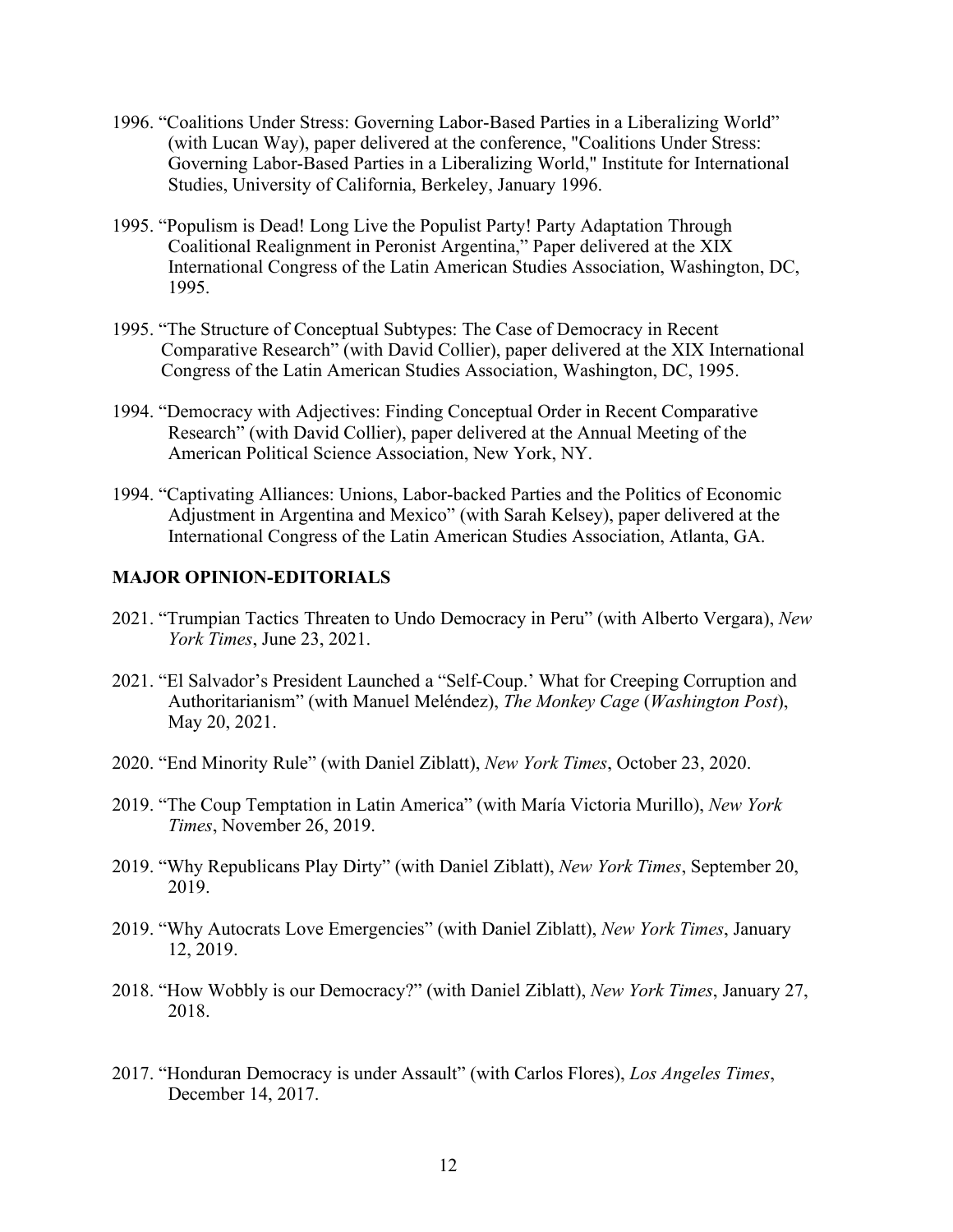1996. "Coalitions Under Stress: Governing Labor-Based Parties in a Liberalizing World" (with Lucan Way), paper delivered at the conference, "Coalitions Under Stress: Governing Labor-Based Parties in a Liberalizing World," Institute for International Studies, University of California, Berkeley, January 1996.

1995. "Populism is Dead! Long Live the Populist Party! Party Adaptation Through Coalitional Realignment in Peronist Argentina," Paper delivered at the XIX International Congress of the Latin American Studies Association, Washington, DC, 1995.

1995. "The Structure of Conceptual Subtypes: The Case of Democracy in Recent Comparative Research" (with David Collier), paper delivered at the XIX International Congress of the Latin American Studies Association, Washington, DC, 1995.

1994. "Democracy with Adjectives: Finding Conceptual Order in Recent Comparative Research" (with David Collier), paper delivered at the Annual Meeting of the American Political Science Association, New York, NY.

1994. "Captivating Alliances: Unions, Labor-backed Parties and the Politics of Economic Adjustment in Argentina and Mexico" (with Sarah Kelsey), paper delivered at the International Congress of the Latin American Studies Association, Atlanta, GA.

## MAJOR OPINION-EDITORIALS

2021. "Trumpian Tactics Threaten to Undo Democracy in Peru" (with Alberto Vergara), *New York Times*, June 23, 2021.

2021. "El Salvador's President Launched a "Self-Coup.' What for Creeping Corruption and Authoritarianism" (with Manuel Meléndez), *The Monkey Cage* (*Washington Post*), May 20, 2021.

2020. "End Minority Rule" (with Daniel Ziblatt), *New York Times*, October 23, 2020.

2019. "The Coup Temptation in Latin America" (with María Victoria Murillo), *New York Times*, November 26, 2019.

2019. "Why Republicans Play Dirty" (with Daniel Ziblatt), *New York Times*, September 20, 2019.

2019. "Why Autocrats Love Emergencies" (with Daniel Ziblatt), *New York Times*, January 12, 2019.

2018. "How Wobbly is our Democracy?" (with Daniel Ziblatt), *New York Times*, January 27, 2018.

2017. "Honduran Democracy is under Assault" (with Carlos Flores), *Los Angeles Times*, December 14, 2017.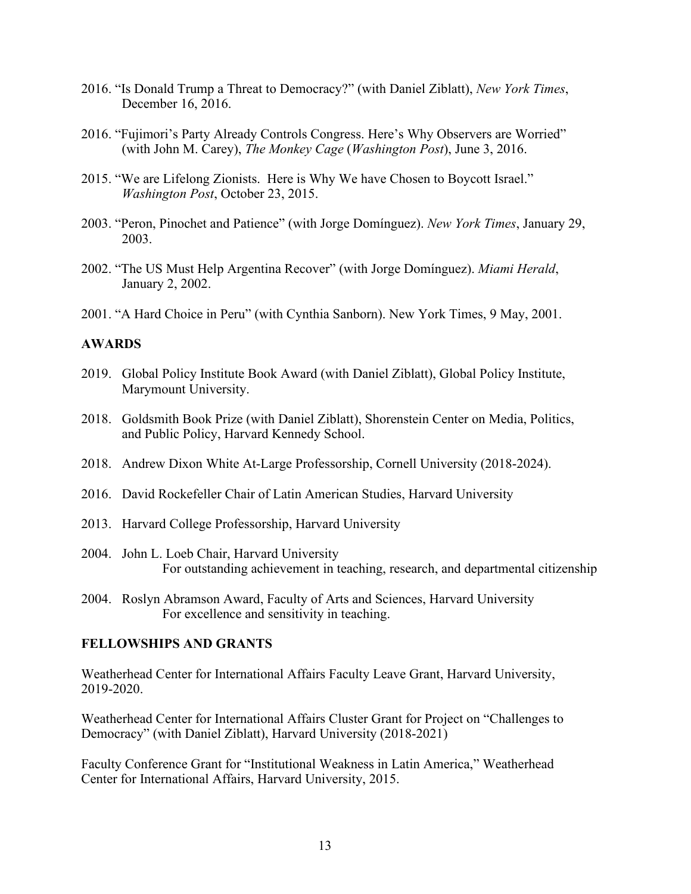2016. "Is Donald Trump a Threat to Democracy?" (with Daniel Ziblatt), *New York Times*, December 16, 2016.

2016. "Fujimori's Party Already Controls Congress. Here's Why Observers are Worried" (with John M. Carey), *The Monkey Cage* (*Washington Post*), June 3, 2016.

2015. "We are Lifelong Zionists. Here is Why We have Chosen to Boycott Israel." *Washington Post*, October 23, 2015.

2003. "Peron, Pinochet and Patience" (with Jorge Domínguez). *New York Times*, January 29, 2003.

2002. "The US Must Help Argentina Recover" (with Jorge Domínguez). *Miami Herald*, January 2, 2002.

2001. "A Hard Choice in Peru" (with Cynthia Sanborn). New York Times, 9 May, 2001.

## AWARDS

2019. Global Policy Institute Book Award (with Daniel Ziblatt), Global Policy Institute, Marymount University.

2018. Goldsmith Book Prize (with Daniel Ziblatt), Shorenstein Center on Media, Politics, and Public Policy, Harvard Kennedy School.

2018. Andrew Dixon White At-Large Professorship, Cornell University (2018-2024).

2016. David Rockefeller Chair of Latin American Studies, Harvard University

2013. Harvard College Professorship, Harvard University

2004. John L. Loeb Chair, Harvard University
For outstanding achievement in teaching, research, and departmental citizenship

2004. Roslyn Abramson Award, Faculty of Arts and Sciences, Harvard University
For excellence and sensitivity in teaching.

## FELLOWSHIPS AND GRANTS

Weatherhead Center for International Affairs Faculty Leave Grant, Harvard University, 2019-2020.

Weatherhead Center for International Affairs Cluster Grant for Project on "Challenges to Democracy" (with Daniel Ziblatt), Harvard University (2018-2021)

Faculty Conference Grant for "Institutional Weakness in Latin America," Weatherhead Center for International Affairs, Harvard University, 2015.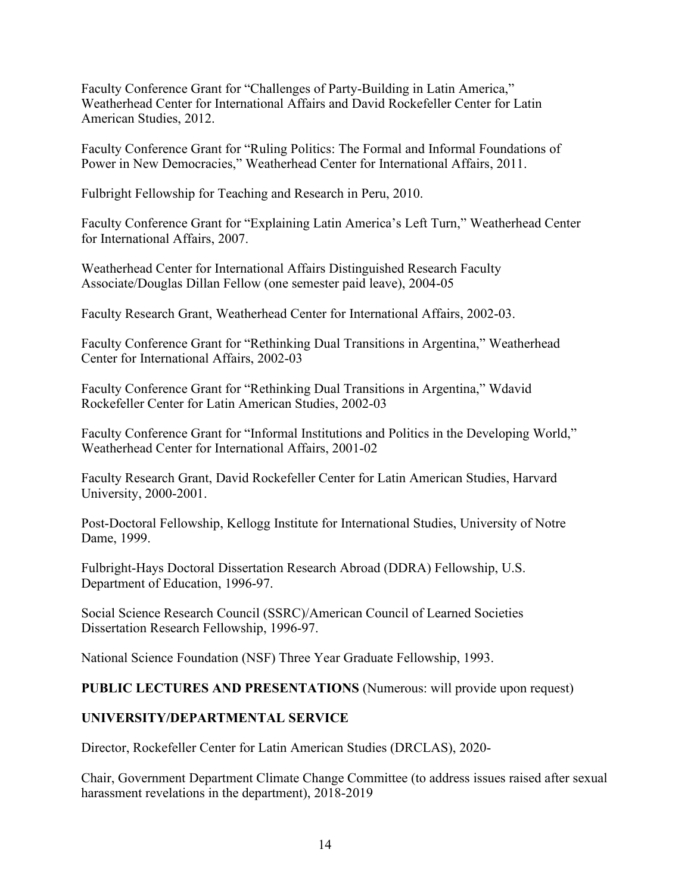Faculty Conference Grant for "Challenges of Party-Building in Latin America," Weatherhead Center for International Affairs and David Rockefeller Center for Latin American Studies, 2012.

Faculty Conference Grant for "Ruling Politics: The Formal and Informal Foundations of Power in New Democracies," Weatherhead Center for International Affairs, 2011.

Fulbright Fellowship for Teaching and Research in Peru, 2010.

Faculty Conference Grant for "Explaining Latin America's Left Turn," Weatherhead Center for International Affairs, 2007.

Weatherhead Center for International Affairs Distinguished Research Faculty Associate/Douglas Dillan Fellow (one semester paid leave), 2004-05

Faculty Research Grant, Weatherhead Center for International Affairs, 2002-03.

Faculty Conference Grant for "Rethinking Dual Transitions in Argentina," Weatherhead Center for International Affairs, 2002-03

Faculty Conference Grant for "Rethinking Dual Transitions in Argentina," Wdavid Rockefeller Center for Latin American Studies, 2002-03

Faculty Conference Grant for "Informal Institutions and Politics in the Developing World," Weatherhead Center for International Affairs, 2001-02

Faculty Research Grant, David Rockefeller Center for Latin American Studies, Harvard University, 2000-2001.

Post-Doctoral Fellowship, Kellogg Institute for International Studies, University of Notre Dame, 1999.

Fulbright-Hays Doctoral Dissertation Research Abroad (DDRA) Fellowship, U.S. Department of Education, 1996-97.

Social Science Research Council (SSRC)/American Council of Learned Societies Dissertation Research Fellowship, 1996-97.

National Science Foundation (NSF) Three Year Graduate Fellowship, 1993.

**PUBLIC LECTURES AND PRESENTATIONS** (Numerous: will provide upon request)

**UNIVERSITY/DEPARTMENTAL SERVICE**

Director, Rockefeller Center for Latin American Studies (DRCLAS), 2020-

Chair, Government Department Climate Change Committee (to address issues raised after sexual harassment revelations in the department), 2018-2019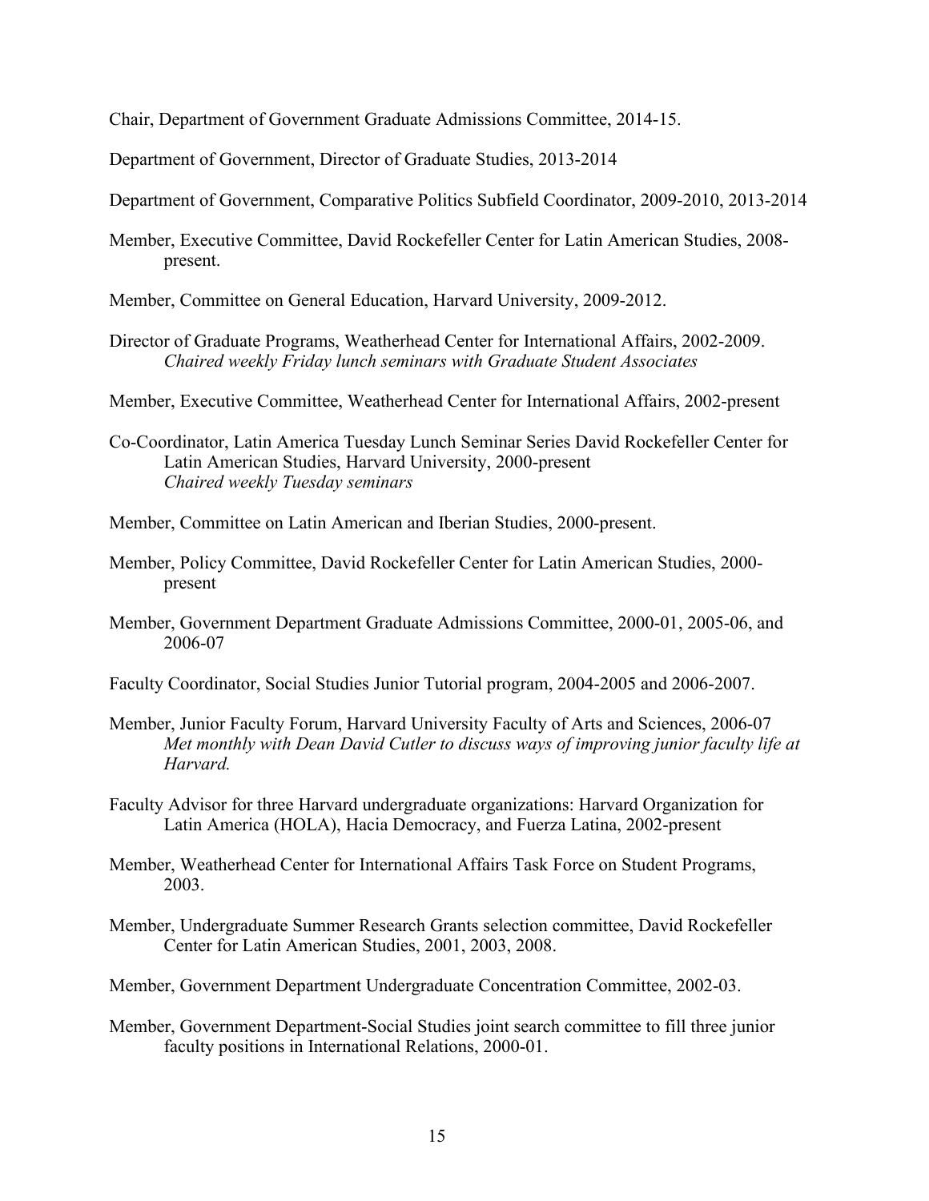Chair, Department of Government Graduate Admissions Committee, 2014-15.

Department of Government, Director of Graduate Studies, 2013-2014

Department of Government, Comparative Politics Subfield Coordinator, 2009-2010, 2013-2014

Member, Executive Committee, David Rockefeller Center for Latin American Studies, 2008-present.

Member, Committee on General Education, Harvard University, 2009-2012.

Director of Graduate Programs, Weatherhead Center for International Affairs, 2002-2009.
*Chaired weekly Friday lunch seminars with Graduate Student Associates*

Member, Executive Committee, Weatherhead Center for International Affairs, 2002-present

Co-Coordinator, Latin America Tuesday Lunch Seminar Series David Rockefeller Center for Latin American Studies, Harvard University, 2000-present
*Chaired weekly Tuesday seminars*

Member, Committee on Latin American and Iberian Studies, 2000-present.

Member, Policy Committee, David Rockefeller Center for Latin American Studies, 2000-present

Member, Government Department Graduate Admissions Committee, 2000-01, 2005-06, and 2006-07

Faculty Coordinator, Social Studies Junior Tutorial program, 2004-2005 and 2006-2007.

Member, Junior Faculty Forum, Harvard University Faculty of Arts and Sciences, 2006-07
*Met monthly with Dean David Cutler to discuss ways of improving junior faculty life at Harvard.*

Faculty Advisor for three Harvard undergraduate organizations: Harvard Organization for Latin America (HOLA), Hacia Democracy, and Fuerza Latina, 2002-present

Member, Weatherhead Center for International Affairs Task Force on Student Programs, 2003.

Member, Undergraduate Summer Research Grants selection committee, David Rockefeller Center for Latin American Studies, 2001, 2003, 2008.

Member, Government Department Undergraduate Concentration Committee, 2002-03.

Member, Government Department-Social Studies joint search committee to fill three junior faculty positions in International Relations, 2000-01.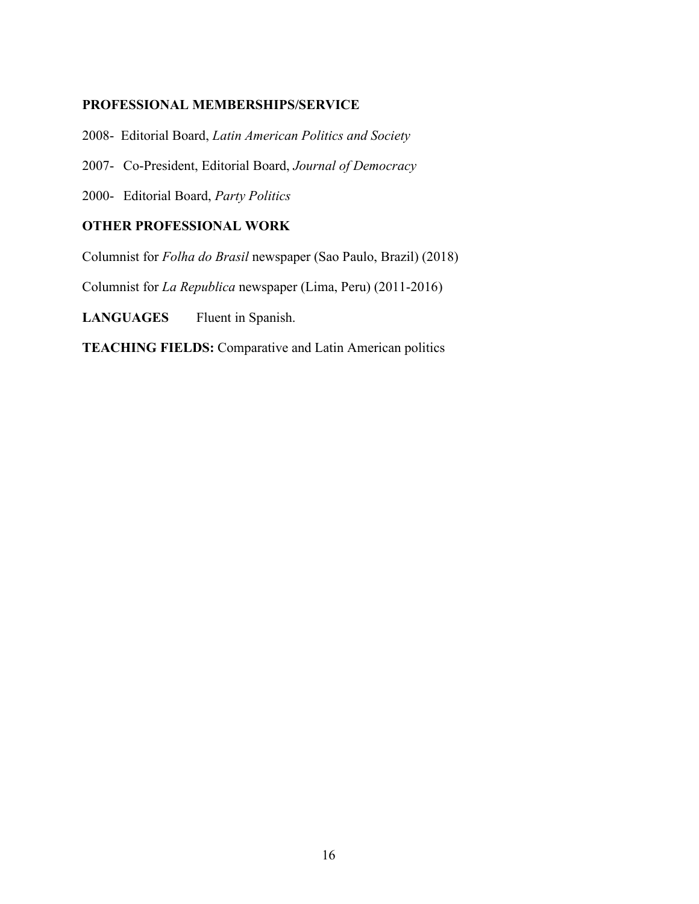## PROFESSIONAL MEMBERSHIPS/SERVICE

2008- Editorial Board, *Latin American Politics and Society*

2007- Co-President, Editorial Board, *Journal of Democracy*

2000- Editorial Board, *Party Politics*

## OTHER PROFESSIONAL WORK

Columnist for *Folha do Brasil* newspaper (Sao Paulo, Brazil) (2018)

Columnist for *La Republica* newspaper (Lima, Peru) (2011-2016)

**LANGUAGES** Fluent in Spanish.

**TEACHING FIELDS:** Comparative and Latin American politics